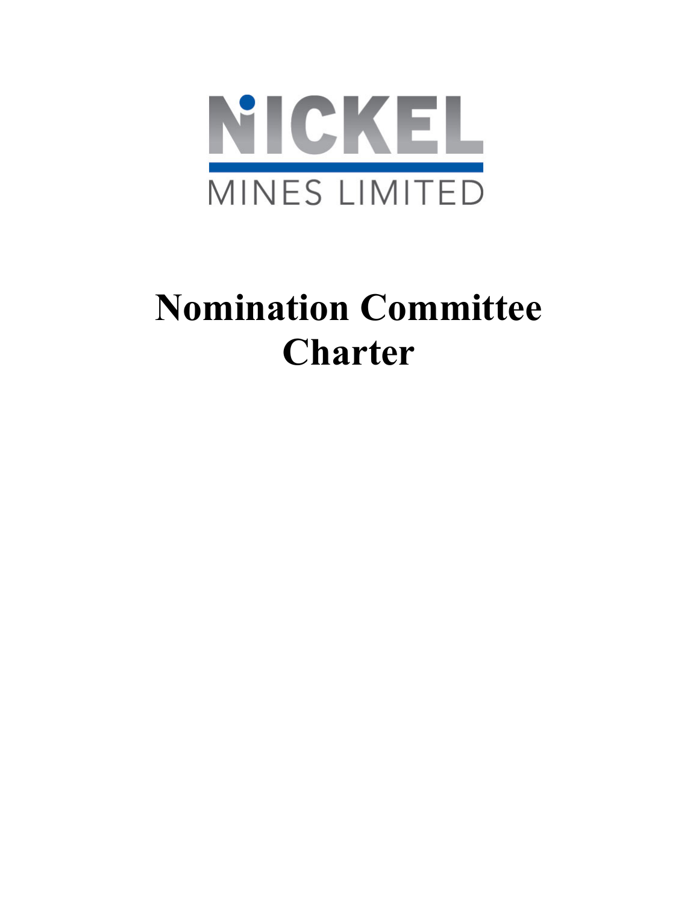NICKEL

MINES LIMITED

# Nomination Committee Charter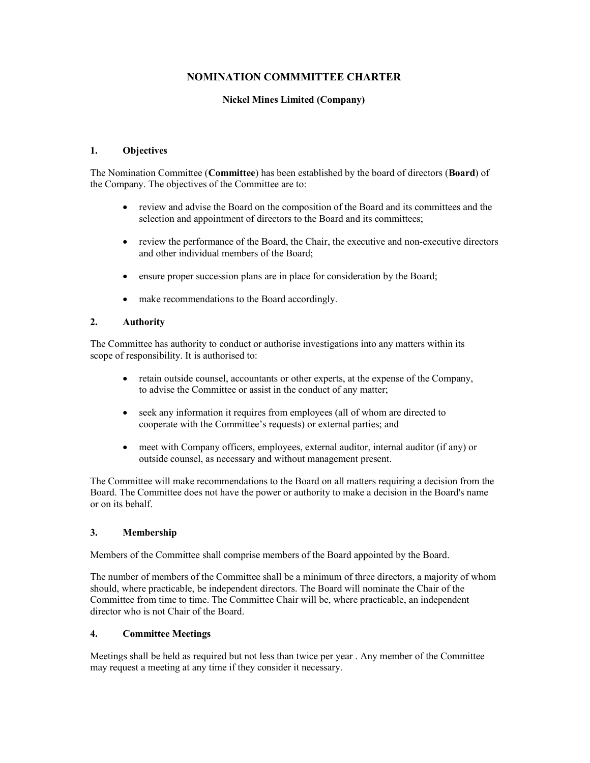# NOMINATION COMMMITTEE CHARTER

**Nickel Mines Limited (Company)**

## 1. Objectives

The Nomination Committee (**Committee**) has been established by the board of directors (**Board**) of the Company. The objectives of the Committee are to:

- review and advise the Board on the composition of the Board and its committees and the selection and appointment of directors to the Board and its committees;
- review the performance of the Board, the Chair, the executive and non-executive directors and other individual members of the Board;
- ensure proper succession plans are in place for consideration by the Board;
- make recommendations to the Board accordingly.

## 2. Authority

The Committee has authority to conduct or authorise investigations into any matters within its scope of responsibility. It is authorised to:

- retain outside counsel, accountants or other experts, at the expense of the Company, to advise the Committee or assist in the conduct of any matter;
- seek any information it requires from employees (all of whom are directed to cooperate with the Committee's requests) or external parties; and
- meet with Company officers, employees, external auditor, internal auditor (if any) or outside counsel, as necessary and without management present.

The Committee will make recommendations to the Board on all matters requiring a decision from the Board. The Committee does not have the power or authority to make a decision in the Board's name or on its behalf.

## 3. Membership

Members of the Committee shall comprise members of the Board appointed by the Board.

The number of members of the Committee shall be a minimum of three directors, a majority of whom should, where practicable, be independent directors. The Board will nominate the Chair of the Committee from time to time. The Committee Chair will be, where practicable, an independent director who is not Chair of the Board.

## 4. Committee Meetings

Meetings shall be held as required but not less than twice per year . Any member of the Committee may request a meeting at any time if they consider it necessary.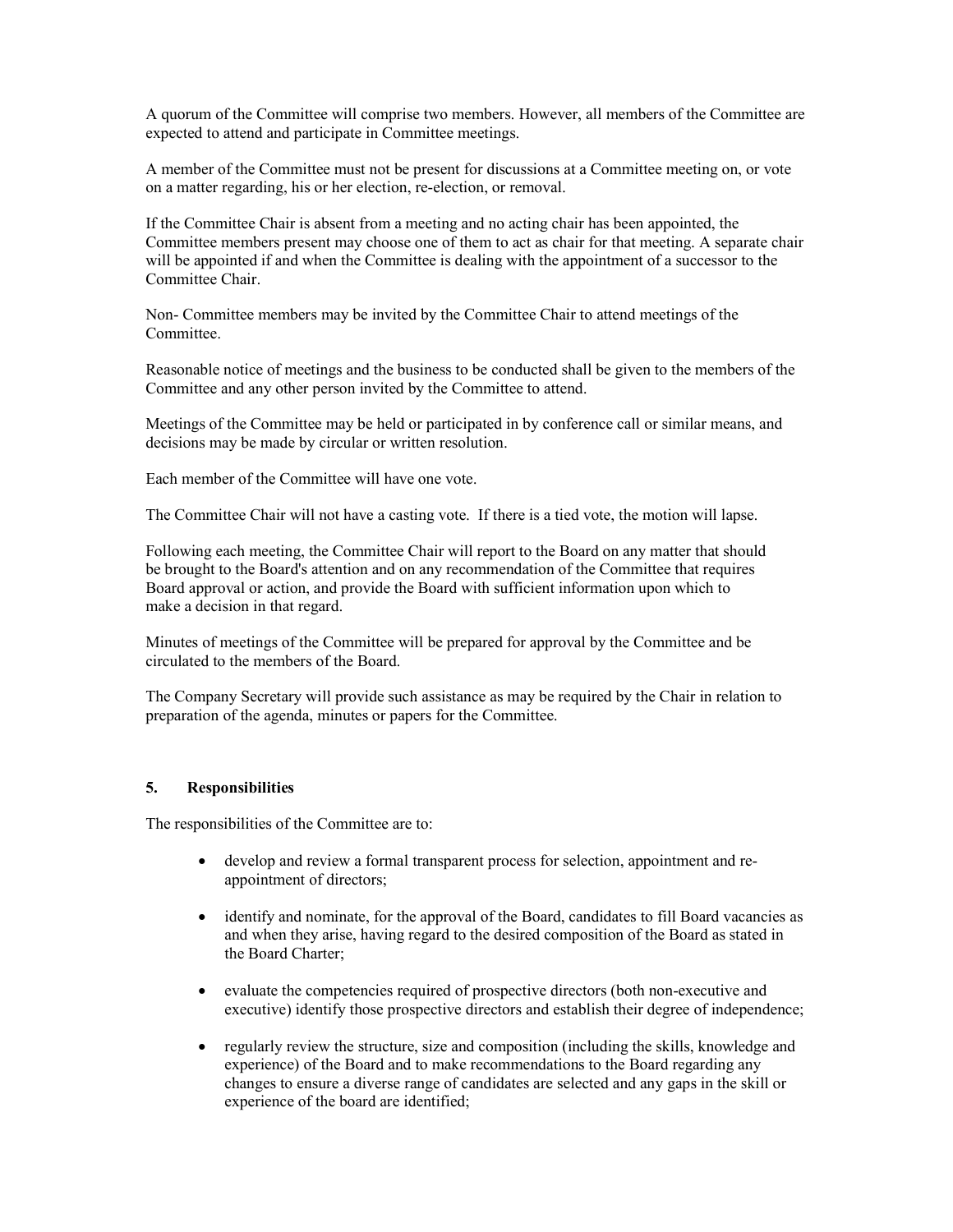A quorum of the Committee will comprise two members. However, all members of the Committee are expected to attend and participate in Committee meetings.

A member of the Committee must not be present for discussions at a Committee meeting on, or vote on a matter regarding, his or her election, re-election, or removal.

If the Committee Chair is absent from a meeting and no acting chair has been appointed, the Committee members present may choose one of them to act as chair for that meeting. A separate chair will be appointed if and when the Committee is dealing with the appointment of a successor to the Committee Chair.

Non- Committee members may be invited by the Committee Chair to attend meetings of the Committee.

Reasonable notice of meetings and the business to be conducted shall be given to the members of the Committee and any other person invited by the Committee to attend.

Meetings of the Committee may be held or participated in by conference call or similar means, and decisions may be made by circular or written resolution.

Each member of the Committee will have one vote.

The Committee Chair will not have a casting vote. If there is a tied vote, the motion will lapse.

Following each meeting, the Committee Chair will report to the Board on any matter that should be brought to the Board's attention and on any recommendation of the Committee that requires Board approval or action, and provide the Board with sufficient information upon which to make a decision in that regard.

Minutes of meetings of the Committee will be prepared for approval by the Committee and be circulated to the members of the Board.

The Company Secretary will provide such assistance as may be required by the Chair in relation to preparation of the agenda, minutes or papers for the Committee.

## 5. Responsibilities

The responsibilities of the Committee are to:

- develop and review a formal transparent process for selection, appointment and re-appointment of directors;
- identify and nominate, for the approval of the Board, candidates to fill Board vacancies as and when they arise, having regard to the desired composition of the Board as stated in the Board Charter;
- evaluate the competencies required of prospective directors (both non-executive and executive) identify those prospective directors and establish their degree of independence;
- regularly review the structure, size and composition (including the skills, knowledge and experience) of the Board and to make recommendations to the Board regarding any changes to ensure a diverse range of candidates are selected and any gaps in the skill or experience of the board are identified;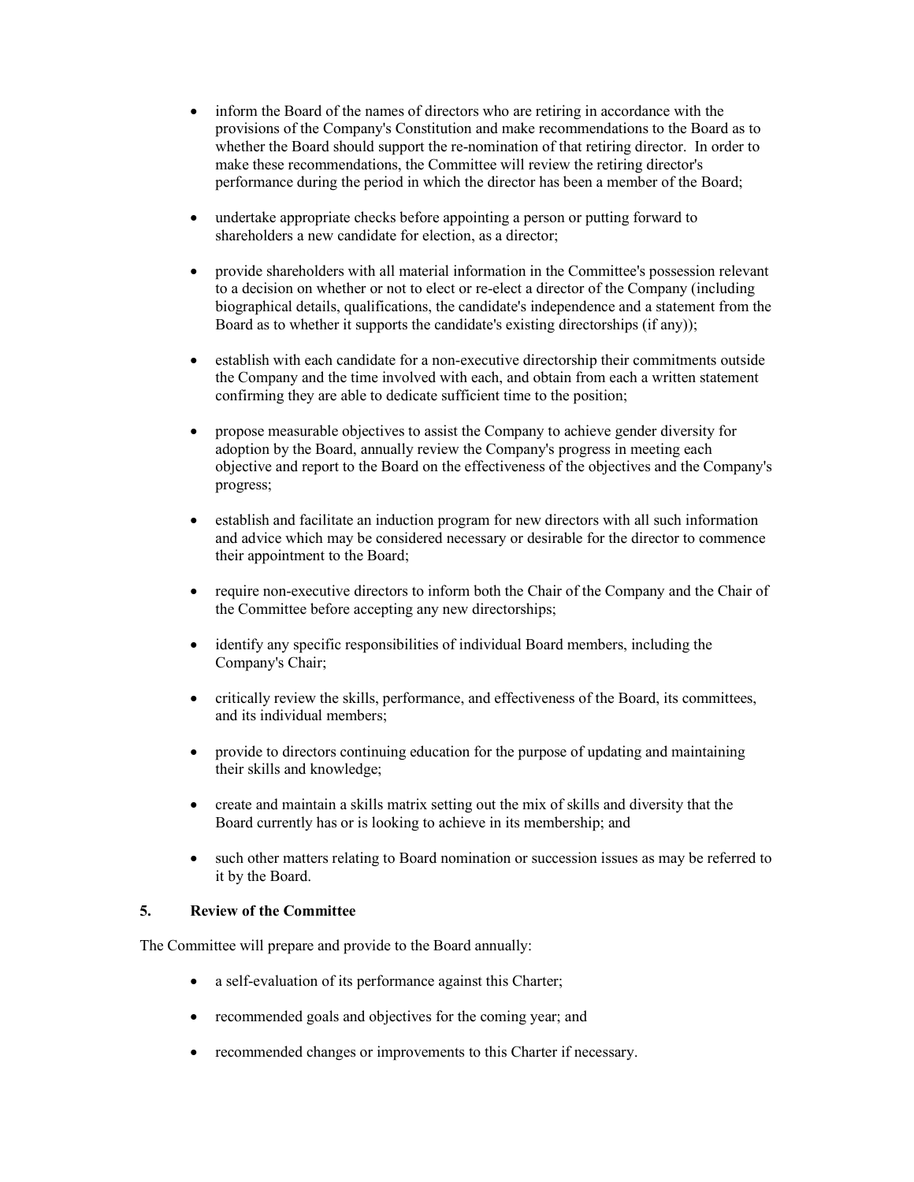- inform the Board of the names of directors who are retiring in accordance with the provisions of the Company's Constitution and make recommendations to the Board as to whether the Board should support the re-nomination of that retiring director. In order to make these recommendations, the Committee will review the retiring director's performance during the period in which the director has been a member of the Board;

- undertake appropriate checks before appointing a person or putting forward to shareholders a new candidate for election, as a director;

- provide shareholders with all material information in the Committee's possession relevant to a decision on whether or not to elect or re-elect a director of the Company (including biographical details, qualifications, the candidate's independence and a statement from the Board as to whether it supports the candidate's existing directorships (if any));

- establish with each candidate for a non-executive directorship their commitments outside the Company and the time involved with each, and obtain from each a written statement confirming they are able to dedicate sufficient time to the position;

- propose measurable objectives to assist the Company to achieve gender diversity for adoption by the Board, annually review the Company's progress in meeting each objective and report to the Board on the effectiveness of the objectives and the Company's progress;

- establish and facilitate an induction program for new directors with all such information and advice which may be considered necessary or desirable for the director to commence their appointment to the Board;

- require non-executive directors to inform both the Chair of the Company and the Chair of the Committee before accepting any new directorships;

- identify any specific responsibilities of individual Board members, including the Company's Chair;

- critically review the skills, performance, and effectiveness of the Board, its committees, and its individual members;

- provide to directors continuing education for the purpose of updating and maintaining their skills and knowledge;

- create and maintain a skills matrix setting out the mix of skills and diversity that the Board currently has or is looking to achieve in its membership; and

- such other matters relating to Board nomination or succession issues as may be referred to it by the Board.

## 5. Review of the Committee

The Committee will prepare and provide to the Board annually:

- a self-evaluation of its performance against this Charter;

- recommended goals and objectives for the coming year; and

- recommended changes or improvements to this Charter if necessary.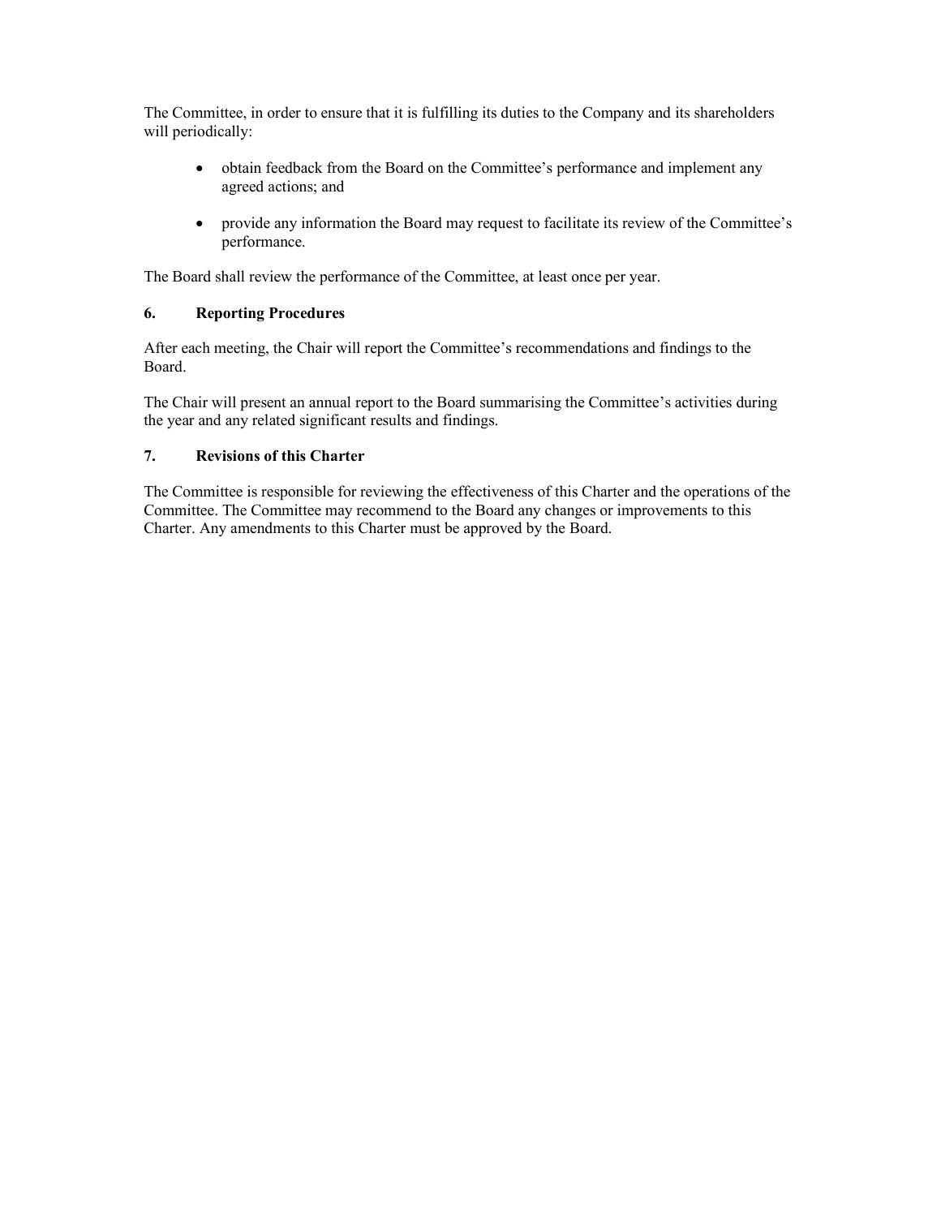The Committee, in order to ensure that it is fulfilling its duties to the Company and its shareholders will periodically:

- obtain feedback from the Board on the Committee's performance and implement any agreed actions; and
- provide any information the Board may request to facilitate its review of the Committee's performance.

The Board shall review the performance of the Committee, at least once per year.

## 6. Reporting Procedures

After each meeting, the Chair will report the Committee's recommendations and findings to the Board.

The Chair will present an annual report to the Board summarising the Committee's activities during the year and any related significant results and findings.

## 7. Revisions of this Charter

The Committee is responsible for reviewing the effectiveness of this Charter and the operations of the Committee. The Committee may recommend to the Board any changes or improvements to this Charter. Any amendments to this Charter must be approved by the Board.